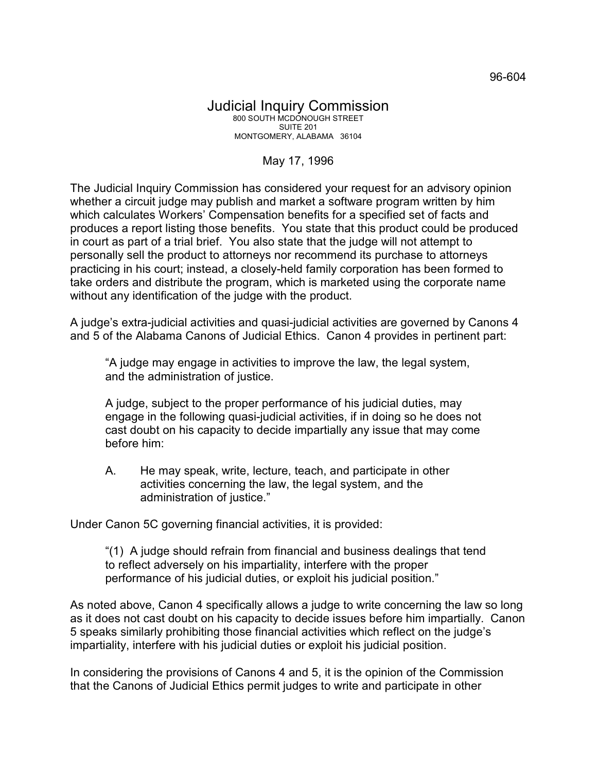96-604

# Judicial Inquiry Commission

800 SOUTH MCDONOUGH STREET
SUITE 201
MONTGOMERY, ALABAMA 36104

May 17, 1996

The Judicial Inquiry Commission has considered your request for an advisory opinion whether a circuit judge may publish and market a software program written by him which calculates Workers' Compensation benefits for a specified set of facts and produces a report listing those benefits. You state that this product could be produced in court as part of a trial brief. You also state that the judge will not attempt to personally sell the product to attorneys nor recommend its purchase to attorneys practicing in his court; instead, a closely-held family corporation has been formed to take orders and distribute the program, which is marketed using the corporate name without any identification of the judge with the product.

A judge's extra-judicial activities and quasi-judicial activities are governed by Canons 4 and 5 of the Alabama Canons of Judicial Ethics. Canon 4 provides in pertinent part:

> "A judge may engage in activities to improve the law, the legal system, and the administration of justice.
>
> A judge, subject to the proper performance of his judicial duties, may engage in the following quasi-judicial activities, if in doing so he does not cast doubt on his capacity to decide impartially any issue that may come before him:
>
> A. He may speak, write, lecture, teach, and participate in other activities concerning the law, the legal system, and the administration of justice."

Under Canon 5C governing financial activities, it is provided:

> "(1) A judge should refrain from financial and business dealings that tend to reflect adversely on his impartiality, interfere with the proper performance of his judicial duties, or exploit his judicial position."

As noted above, Canon 4 specifically allows a judge to write concerning the law so long as it does not cast doubt on his capacity to decide issues before him impartially. Canon 5 speaks similarly prohibiting those financial activities which reflect on the judge's impartiality, interfere with his judicial duties or exploit his judicial position.

In considering the provisions of Canons 4 and 5, it is the opinion of the Commission that the Canons of Judicial Ethics permit judges to write and participate in other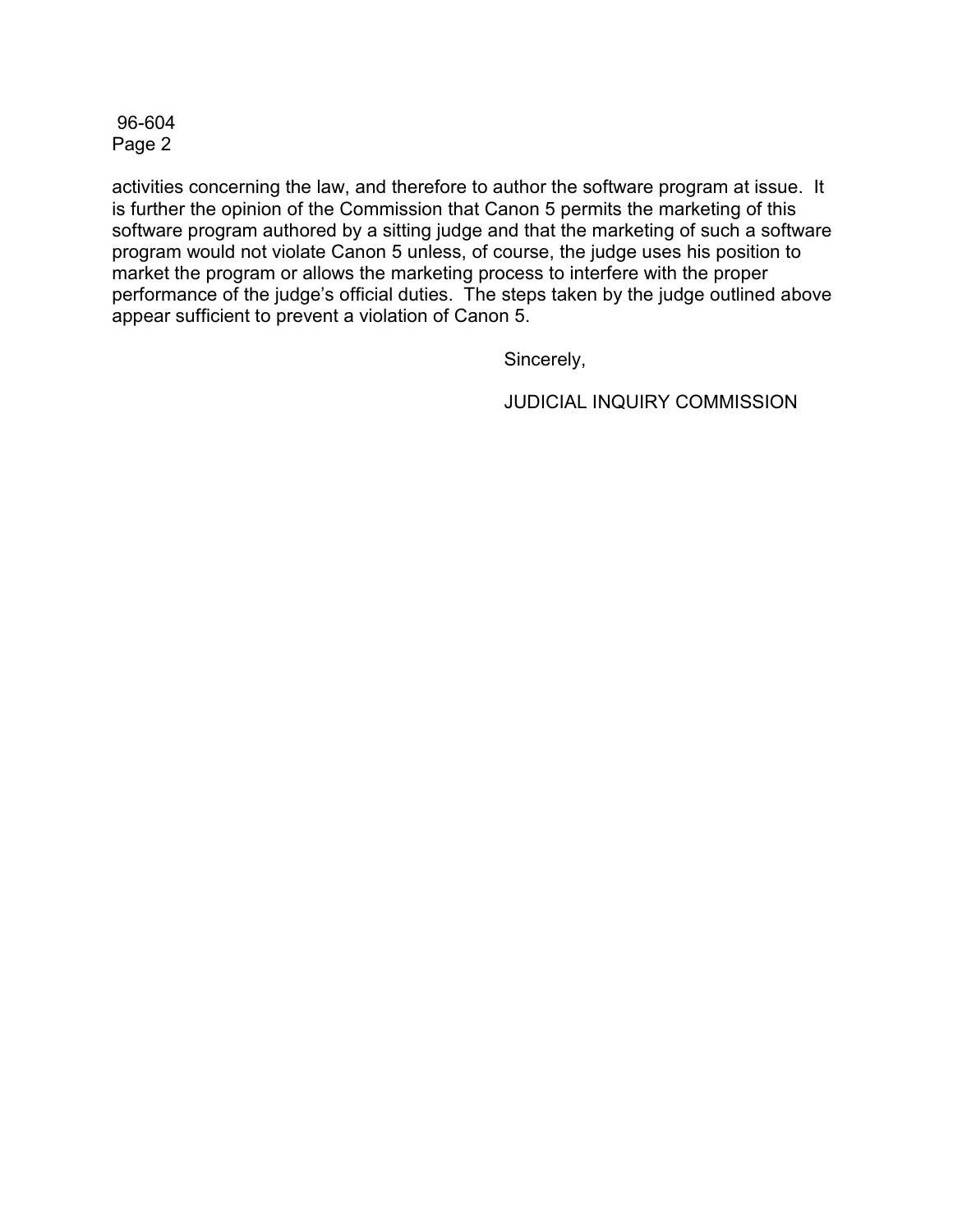activities concerning the law, and therefore to author the software program at issue. It is further the opinion of the Commission that Canon 5 permits the marketing of this software program authored by a sitting judge and that the marketing of such a software program would not violate Canon 5 unless, of course, the judge uses his position to market the program or allows the marketing process to interfere with the proper performance of the judge's official duties. The steps taken by the judge outlined above appear sufficient to prevent a violation of Canon 5.

Sincerely,

JUDICIAL INQUIRY COMMISSION